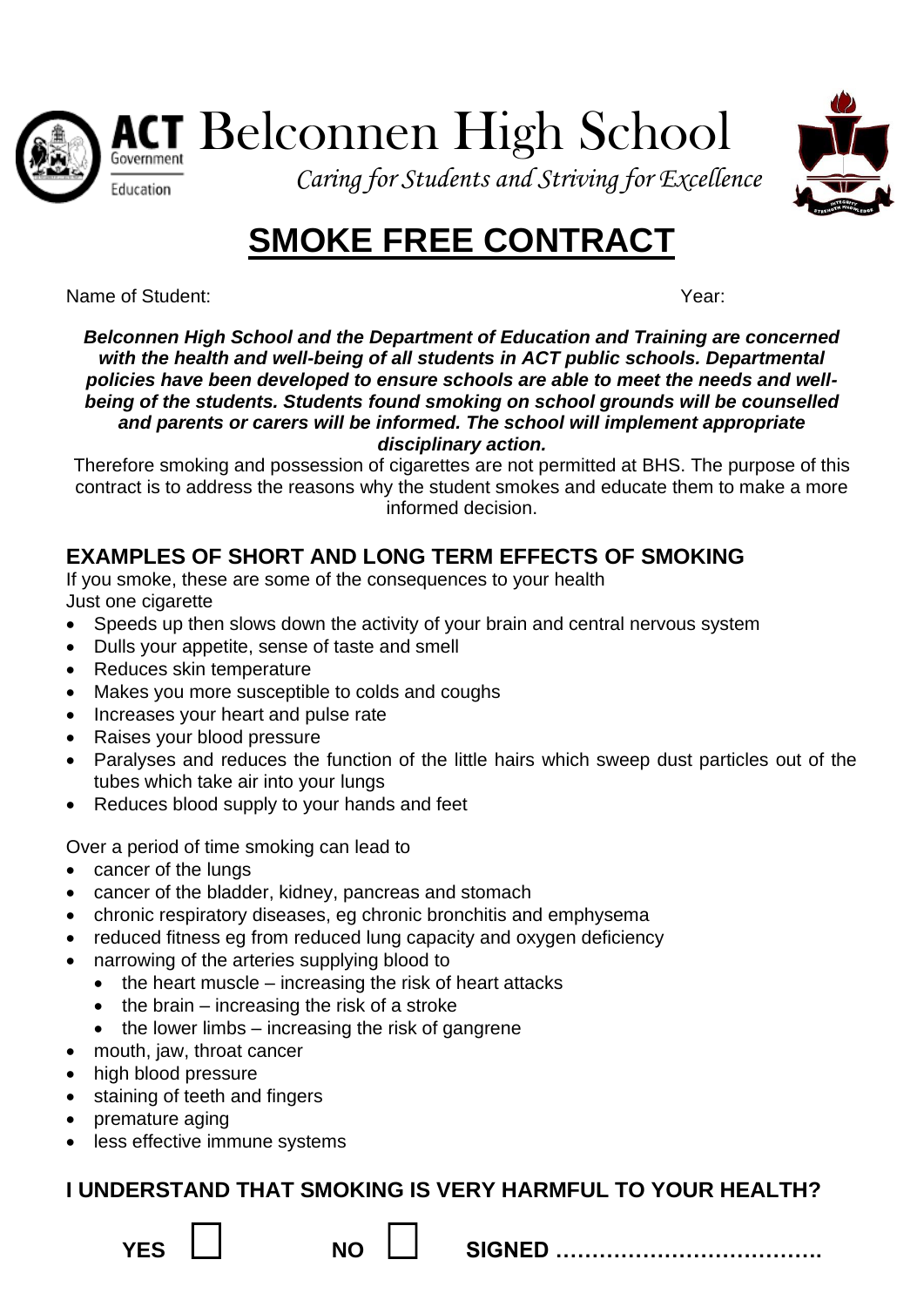# Belconnen High School

*Caring for Students and Striving for Excellence*

# SMOKE FREE CONTRACT

Name of Student: Year:

***Belconnen High School and the Department of Education and Training are concerned with the health and well-being of all students in ACT public schools. Departmental policies have been developed to ensure schools are able to meet the needs and well-being of the students. Students found smoking on school grounds will be counselled and parents or carers will be informed. The school will implement appropriate disciplinary action.***

Therefore smoking and possession of cigarettes are not permitted at BHS. The purpose of this contract is to address the reasons why the student smokes and educate them to make a more informed decision.

## EXAMPLES OF SHORT AND LONG TERM EFFECTS OF SMOKING

If you smoke, these are some of the consequences to your health
Just one cigarette

- Speeds up then slows down the activity of your brain and central nervous system
- Dulls your appetite, sense of taste and smell
- Reduces skin temperature
- Makes you more susceptible to colds and coughs
- Increases your heart and pulse rate
- Raises your blood pressure
- Paralyses and reduces the function of the little hairs which sweep dust particles out of the tubes which take air into your lungs
- Reduces blood supply to your hands and feet

Over a period of time smoking can lead to

- cancer of the lungs
- cancer of the bladder, kidney, pancreas and stomach
- chronic respiratory diseases, eg chronic bronchitis and emphysema
- reduced fitness eg from reduced lung capacity and oxygen deficiency
- narrowing of the arteries supplying blood to
  - the heart muscle – increasing the risk of heart attacks
  - the brain – increasing the risk of a stroke
  - the lower limbs – increasing the risk of gangrene
- mouth, jaw, throat cancer
- high blood pressure
- staining of teeth and fingers
- premature aging
- less effective immune systems

## I UNDERSTAND THAT SMOKING IS VERY HARMFUL TO YOUR HEALTH?

**YES** ☐ **NO** ☐ **SIGNED ……………………………….**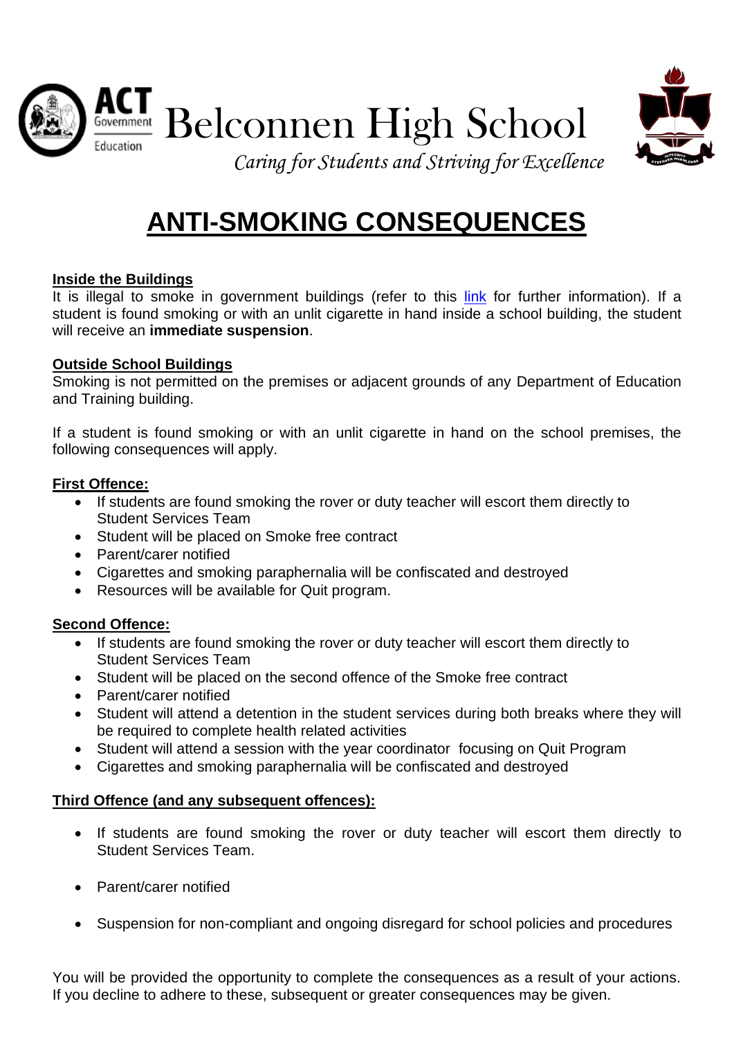Belconnen High School

*Caring for Students and Striving for Excellence*

# ANTI-SMOKING CONSEQUENCES

**Inside the Buildings**

It is illegal to smoke in government buildings (refer to this link for further information). If a student is found smoking or with an unlit cigarette in hand inside a school building, the student will receive an **immediate suspension**.

**Outside School Buildings**

Smoking is not permitted on the premises or adjacent grounds of any Department of Education and Training building.

If a student is found smoking or with an unlit cigarette in hand on the school premises, the following consequences will apply.

**First Offence:**

- If students are found smoking the rover or duty teacher will escort them directly to Student Services Team
- Student will be placed on Smoke free contract
- Parent/carer notified
- Cigarettes and smoking paraphernalia will be confiscated and destroyed
- Resources will be available for Quit program.

**Second Offence:**

- If students are found smoking the rover or duty teacher will escort them directly to Student Services Team
- Student will be placed on the second offence of the Smoke free contract
- Parent/carer notified
- Student will attend a detention in the student services during both breaks where they will be required to complete health related activities
- Student will attend a session with the year coordinator focusing on Quit Program
- Cigarettes and smoking paraphernalia will be confiscated and destroyed

**Third Offence (and any subsequent offences):**

- If students are found smoking the rover or duty teacher will escort them directly to Student Services Team.
- Parent/carer notified
- Suspension for non-compliant and ongoing disregard for school policies and procedures

You will be provided the opportunity to complete the consequences as a result of your actions. If you decline to adhere to these, subsequent or greater consequences may be given.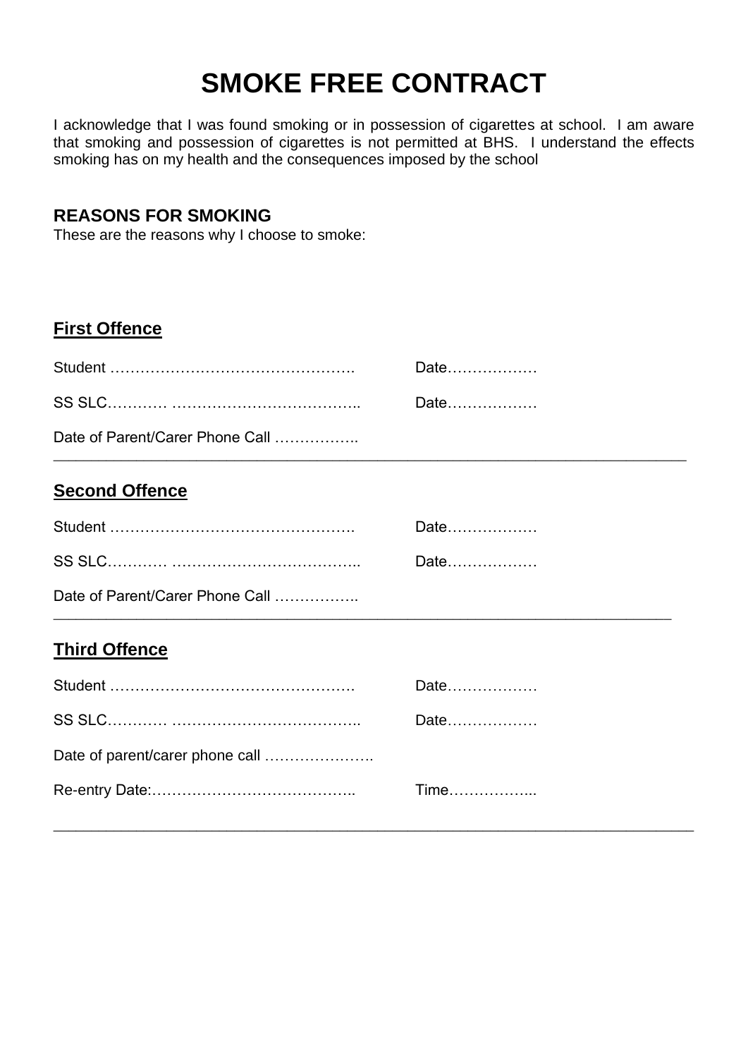# SMOKE FREE CONTRACT

I acknowledge that I was found smoking or in possession of cigarettes at school. I am aware that smoking and possession of cigarettes is not permitted at BHS. I understand the effects smoking has on my health and the consequences imposed by the school

### REASONS FOR SMOKING

These are the reasons why I choose to smoke:

### <u>First Offence</u>

Student ………….…….……………………………. Date………………

SS SLC………… ……………………………….. Date………………

Date of Parent/Carer Phone Call ……………..

---

### <u>Second Offence</u>

Student …………………………………………. Date………………

SS SLC………… ……………………………….. Date………………

Date of Parent/Carer Phone Call ……………..

---

### <u>Third Offence</u>

Student …………………………………………. Date………………

SS SLC………… ……………………………….. Date………………

Date of parent/carer phone call …………………..

Re-entry Date:………………………………….. Time……………...

---